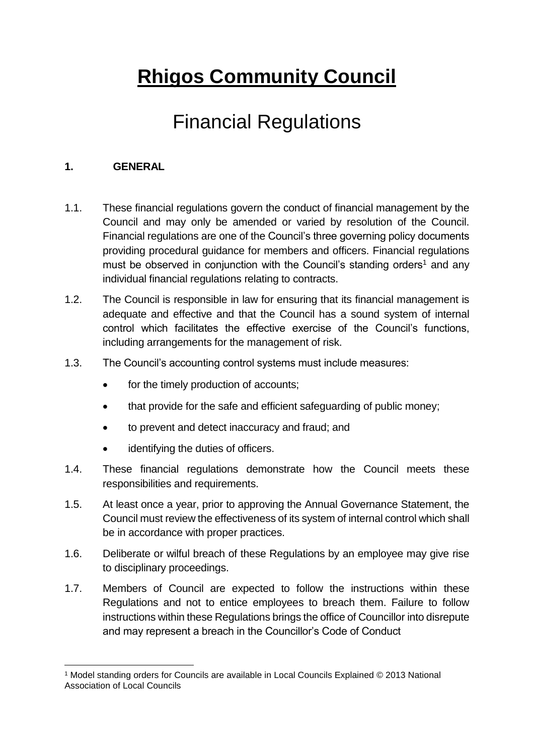# Rhigos Community Council

## Financial Regulations

### 1. GENERAL

1.1. These financial regulations govern the conduct of financial management by the Council and may only be amended or varied by resolution of the Council. Financial regulations are one of the Council's three governing policy documents providing procedural guidance for members and officers. Financial regulations must be observed in conjunction with the Council's standing orders[1] and any individual financial regulations relating to contracts.

1.2. The Council is responsible in law for ensuring that its financial management is adequate and effective and that the Council has a sound system of internal control which facilitates the effective exercise of the Council's functions, including arrangements for the management of risk.

1.3. The Council's accounting control systems must include measures:

- for the timely production of accounts;
- that provide for the safe and efficient safeguarding of public money;
- to prevent and detect inaccuracy and fraud; and
- identifying the duties of officers.

1.4. These financial regulations demonstrate how the Council meets these responsibilities and requirements.

1.5. At least once a year, prior to approving the Annual Governance Statement, the Council must review the effectiveness of its system of internal control which shall be in accordance with proper practices.

1.6. Deliberate or wilful breach of these Regulations by an employee may give rise to disciplinary proceedings.

1.7. Members of Council are expected to follow the instructions within these Regulations and not to entice employees to breach them. Failure to follow instructions within these Regulations brings the office of Councillor into disrepute and may represent a breach in the Councillor's Code of Conduct

[1] Model standing orders for Councils are available in Local Councils Explained © 2013 National Association of Local Councils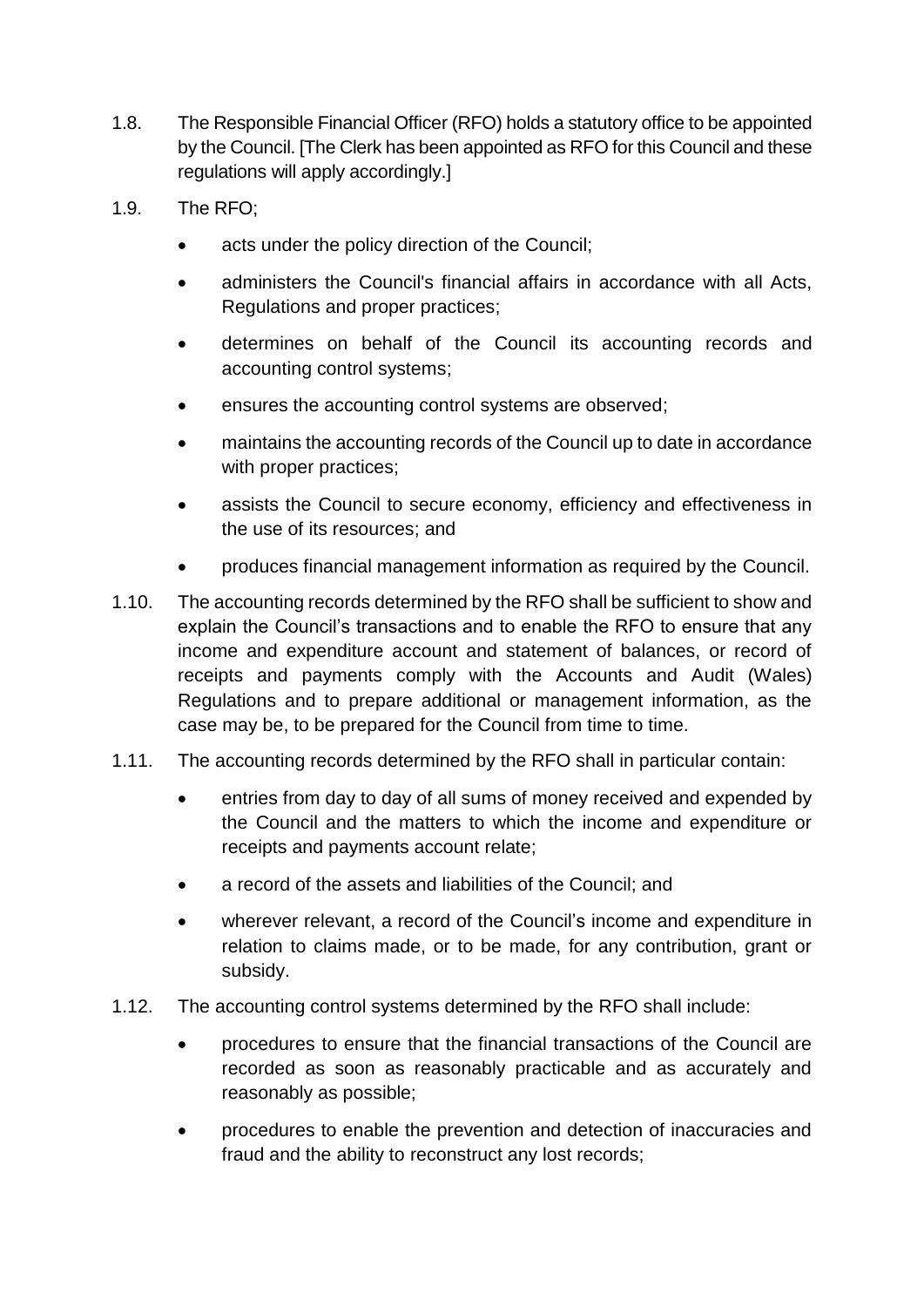1.8. The Responsible Financial Officer (RFO) holds a statutory office to be appointed by the Council. [The Clerk has been appointed as RFO for this Council and these regulations will apply accordingly.]

1.9. The RFO;

- acts under the policy direction of the Council;
- administers the Council's financial affairs in accordance with all Acts, Regulations and proper practices;
- determines on behalf of the Council its accounting records and accounting control systems;
- ensures the accounting control systems are observed;
- maintains the accounting records of the Council up to date in accordance with proper practices;
- assists the Council to secure economy, efficiency and effectiveness in the use of its resources; and
- produces financial management information as required by the Council.

1.10. The accounting records determined by the RFO shall be sufficient to show and explain the Council's transactions and to enable the RFO to ensure that any income and expenditure account and statement of balances, or record of receipts and payments comply with the Accounts and Audit (Wales) Regulations and to prepare additional or management information, as the case may be, to be prepared for the Council from time to time.

1.11. The accounting records determined by the RFO shall in particular contain:

- entries from day to day of all sums of money received and expended by the Council and the matters to which the income and expenditure or receipts and payments account relate;
- a record of the assets and liabilities of the Council; and
- wherever relevant, a record of the Council's income and expenditure in relation to claims made, or to be made, for any contribution, grant or subsidy.

1.12. The accounting control systems determined by the RFO shall include:

- procedures to ensure that the financial transactions of the Council are recorded as soon as reasonably practicable and as accurately and reasonably as possible;
- procedures to enable the prevention and detection of inaccuracies and fraud and the ability to reconstruct any lost records;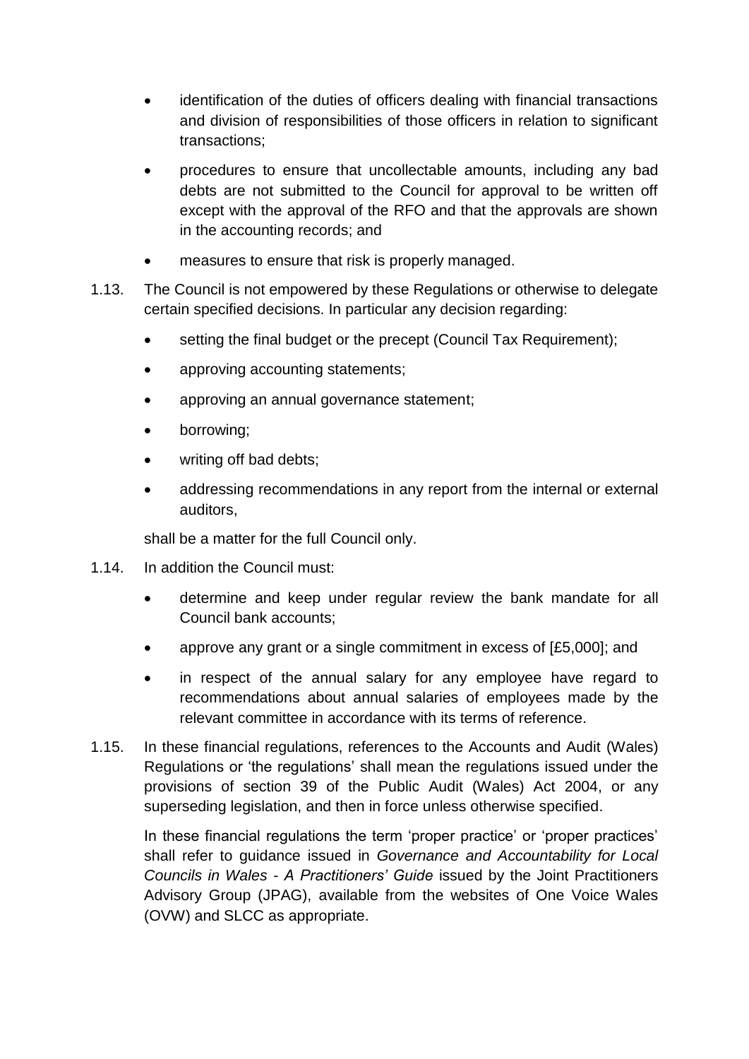- identification of the duties of officers dealing with financial transactions and division of responsibilities of those officers in relation to significant transactions;
- procedures to ensure that uncollectable amounts, including any bad debts are not submitted to the Council for approval to be written off except with the approval of the RFO and that the approvals are shown in the accounting records; and
- measures to ensure that risk is properly managed.

1.13. The Council is not empowered by these Regulations or otherwise to delegate certain specified decisions. In particular any decision regarding:

- setting the final budget or the precept (Council Tax Requirement);
- approving accounting statements;
- approving an annual governance statement;
- borrowing;
- writing off bad debts;
- addressing recommendations in any report from the internal or external auditors,

shall be a matter for the full Council only.

1.14. In addition the Council must:

- determine and keep under regular review the bank mandate for all Council bank accounts;
- approve any grant or a single commitment in excess of [£5,000]; and
- in respect of the annual salary for any employee have regard to recommendations about annual salaries of employees made by the relevant committee in accordance with its terms of reference.

1.15. In these financial regulations, references to the Accounts and Audit (Wales) Regulations or 'the regulations' shall mean the regulations issued under the provisions of section 39 of the Public Audit (Wales) Act 2004, or any superseding legislation, and then in force unless otherwise specified.

In these financial regulations the term 'proper practice' or 'proper practices' shall refer to guidance issued in *Governance and Accountability for Local Councils in Wales - A Practitioners' Guide* issued by the Joint Practitioners Advisory Group (JPAG), available from the websites of One Voice Wales (OVW) and SLCC as appropriate.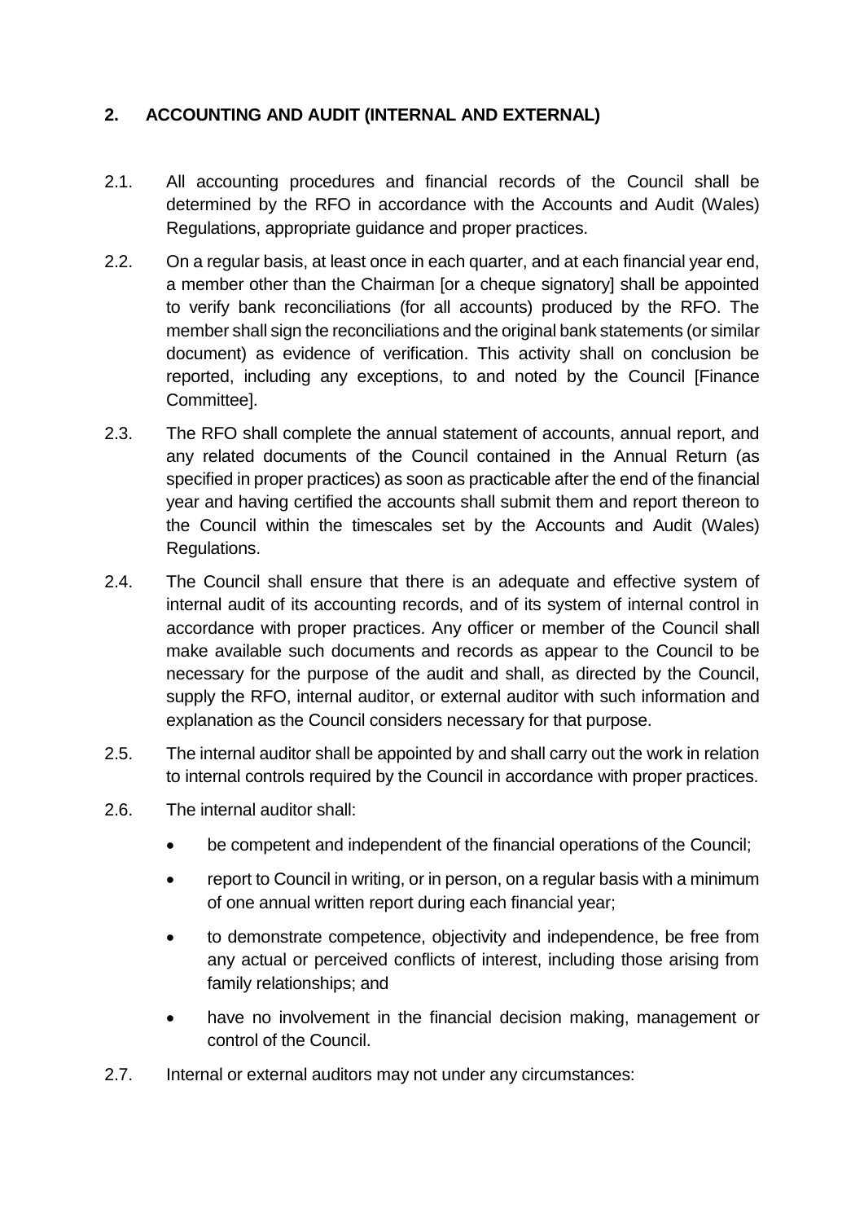## 2. ACCOUNTING AND AUDIT (INTERNAL AND EXTERNAL)

2.1. All accounting procedures and financial records of the Council shall be determined by the RFO in accordance with the Accounts and Audit (Wales) Regulations, appropriate guidance and proper practices.

2.2. On a regular basis, at least once in each quarter, and at each financial year end, a member other than the Chairman [or a cheque signatory] shall be appointed to verify bank reconciliations (for all accounts) produced by the RFO. The member shall sign the reconciliations and the original bank statements (or similar document) as evidence of verification. This activity shall on conclusion be reported, including any exceptions, to and noted by the Council [Finance Committee].

2.3. The RFO shall complete the annual statement of accounts, annual report, and any related documents of the Council contained in the Annual Return (as specified in proper practices) as soon as practicable after the end of the financial year and having certified the accounts shall submit them and report thereon to the Council within the timescales set by the Accounts and Audit (Wales) Regulations.

2.4. The Council shall ensure that there is an adequate and effective system of internal audit of its accounting records, and of its system of internal control in accordance with proper practices. Any officer or member of the Council shall make available such documents and records as appear to the Council to be necessary for the purpose of the audit and shall, as directed by the Council, supply the RFO, internal auditor, or external auditor with such information and explanation as the Council considers necessary for that purpose.

2.5. The internal auditor shall be appointed by and shall carry out the work in relation to internal controls required by the Council in accordance with proper practices.

2.6. The internal auditor shall:

- be competent and independent of the financial operations of the Council;
- report to Council in writing, or in person, on a regular basis with a minimum of one annual written report during each financial year;
- to demonstrate competence, objectivity and independence, be free from any actual or perceived conflicts of interest, including those arising from family relationships; and
- have no involvement in the financial decision making, management or control of the Council.

2.7. Internal or external auditors may not under any circumstances: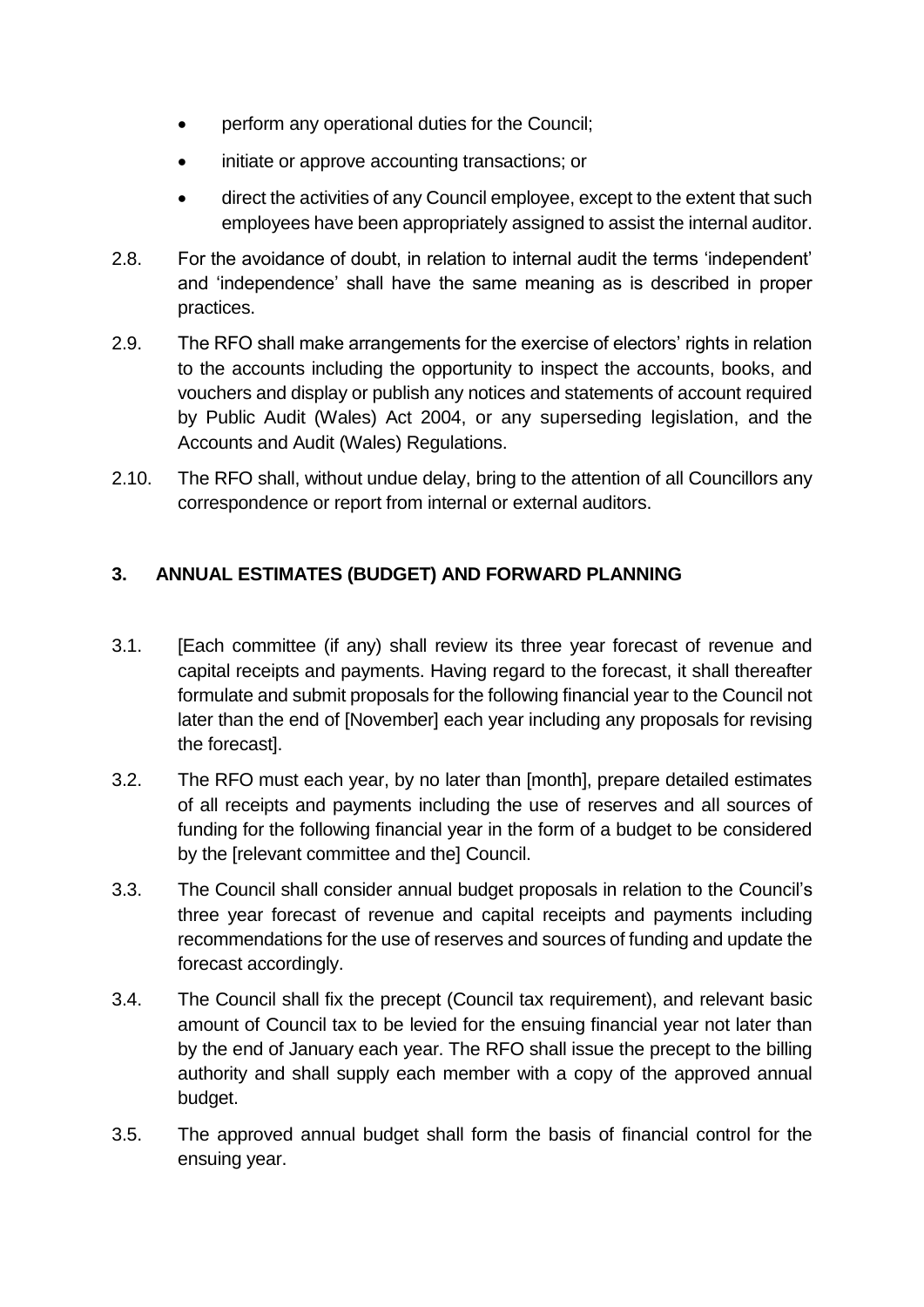- perform any operational duties for the Council;
- initiate or approve accounting transactions; or
- direct the activities of any Council employee, except to the extent that such employees have been appropriately assigned to assist the internal auditor.

2.8. For the avoidance of doubt, in relation to internal audit the terms 'independent' and 'independence' shall have the same meaning as is described in proper practices.

2.9. The RFO shall make arrangements for the exercise of electors' rights in relation to the accounts including the opportunity to inspect the accounts, books, and vouchers and display or publish any notices and statements of account required by Public Audit (Wales) Act 2004, or any superseding legislation, and the Accounts and Audit (Wales) Regulations.

2.10. The RFO shall, without undue delay, bring to the attention of all Councillors any correspondence or report from internal or external auditors.

## 3. ANNUAL ESTIMATES (BUDGET) AND FORWARD PLANNING

3.1. [Each committee (if any) shall review its three year forecast of revenue and capital receipts and payments. Having regard to the forecast, it shall thereafter formulate and submit proposals for the following financial year to the Council not later than the end of [November] each year including any proposals for revising the forecast].

3.2. The RFO must each year, by no later than [month], prepare detailed estimates of all receipts and payments including the use of reserves and all sources of funding for the following financial year in the form of a budget to be considered by the [relevant committee and the] Council.

3.3. The Council shall consider annual budget proposals in relation to the Council's three year forecast of revenue and capital receipts and payments including recommendations for the use of reserves and sources of funding and update the forecast accordingly.

3.4. The Council shall fix the precept (Council tax requirement), and relevant basic amount of Council tax to be levied for the ensuing financial year not later than by the end of January each year. The RFO shall issue the precept to the billing authority and shall supply each member with a copy of the approved annual budget.

3.5. The approved annual budget shall form the basis of financial control for the ensuing year.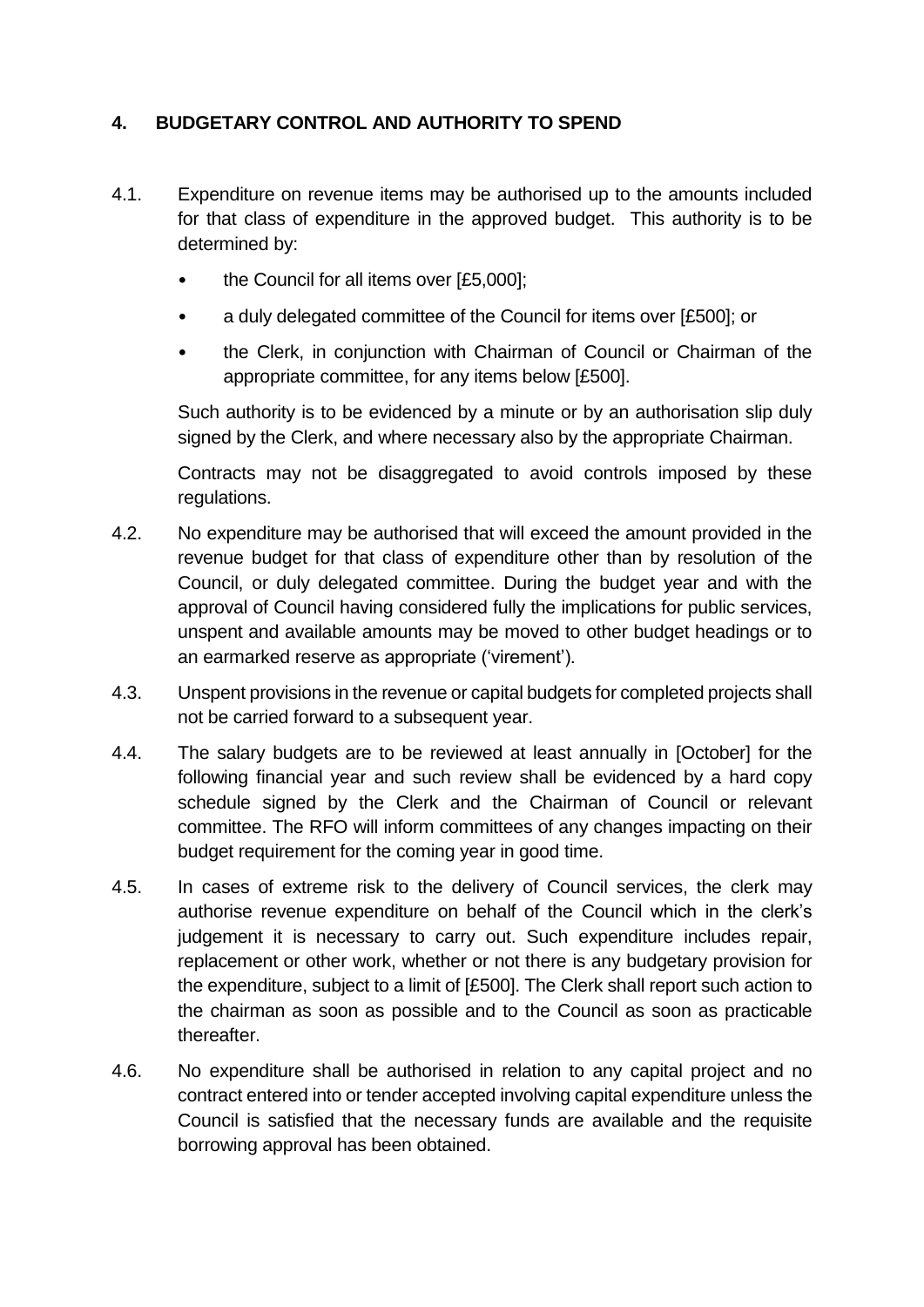## 4. BUDGETARY CONTROL AND AUTHORITY TO SPEND

4.1. Expenditure on revenue items may be authorised up to the amounts included for that class of expenditure in the approved budget. This authority is to be determined by:

- the Council for all items over [£5,000];
- a duly delegated committee of the Council for items over [£500]; or
- the Clerk, in conjunction with Chairman of Council or Chairman of the appropriate committee, for any items below [£500].

Such authority is to be evidenced by a minute or by an authorisation slip duly signed by the Clerk, and where necessary also by the appropriate Chairman.

Contracts may not be disaggregated to avoid controls imposed by these regulations.

4.2. No expenditure may be authorised that will exceed the amount provided in the revenue budget for that class of expenditure other than by resolution of the Council, or duly delegated committee. During the budget year and with the approval of Council having considered fully the implications for public services, unspent and available amounts may be moved to other budget headings or to an earmarked reserve as appropriate ('virement').

4.3. Unspent provisions in the revenue or capital budgets for completed projects shall not be carried forward to a subsequent year.

4.4. The salary budgets are to be reviewed at least annually in [October] for the following financial year and such review shall be evidenced by a hard copy schedule signed by the Clerk and the Chairman of Council or relevant committee. The RFO will inform committees of any changes impacting on their budget requirement for the coming year in good time.

4.5. In cases of extreme risk to the delivery of Council services, the clerk may authorise revenue expenditure on behalf of the Council which in the clerk's judgement it is necessary to carry out. Such expenditure includes repair, replacement or other work, whether or not there is any budgetary provision for the expenditure, subject to a limit of [£500]. The Clerk shall report such action to the chairman as soon as possible and to the Council as soon as practicable thereafter.

4.6. No expenditure shall be authorised in relation to any capital project and no contract entered into or tender accepted involving capital expenditure unless the Council is satisfied that the necessary funds are available and the requisite borrowing approval has been obtained.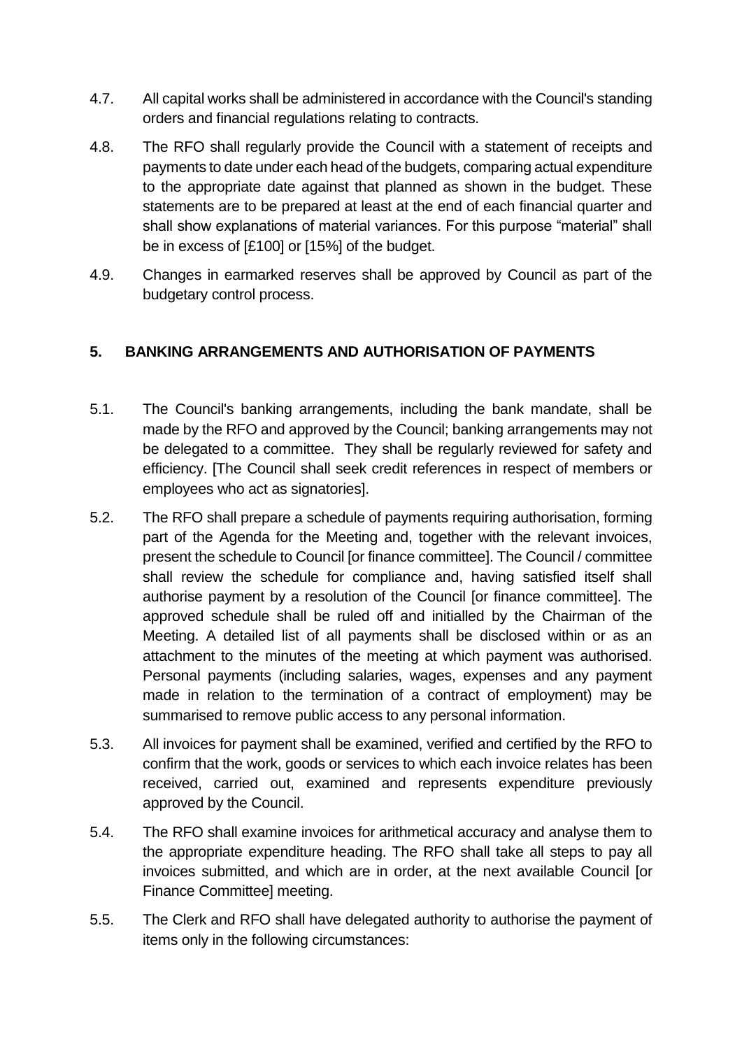4.7. All capital works shall be administered in accordance with the Council's standing orders and financial regulations relating to contracts.

4.8. The RFO shall regularly provide the Council with a statement of receipts and payments to date under each head of the budgets, comparing actual expenditure to the appropriate date against that planned as shown in the budget. These statements are to be prepared at least at the end of each financial quarter and shall show explanations of material variances. For this purpose "material" shall be in excess of [£100] or [15%] of the budget.

4.9. Changes in earmarked reserves shall be approved by Council as part of the budgetary control process.

## 5. BANKING ARRANGEMENTS AND AUTHORISATION OF PAYMENTS

5.1. The Council's banking arrangements, including the bank mandate, shall be made by the RFO and approved by the Council; banking arrangements may not be delegated to a committee. They shall be regularly reviewed for safety and efficiency. [The Council shall seek credit references in respect of members or employees who act as signatories].

5.2. The RFO shall prepare a schedule of payments requiring authorisation, forming part of the Agenda for the Meeting and, together with the relevant invoices, present the schedule to Council [or finance committee]. The Council / committee shall review the schedule for compliance and, having satisfied itself shall authorise payment by a resolution of the Council [or finance committee]. The approved schedule shall be ruled off and initialled by the Chairman of the Meeting. A detailed list of all payments shall be disclosed within or as an attachment to the minutes of the meeting at which payment was authorised. Personal payments (including salaries, wages, expenses and any payment made in relation to the termination of a contract of employment) may be summarised to remove public access to any personal information.

5.3. All invoices for payment shall be examined, verified and certified by the RFO to confirm that the work, goods or services to which each invoice relates has been received, carried out, examined and represents expenditure previously approved by the Council.

5.4. The RFO shall examine invoices for arithmetical accuracy and analyse them to the appropriate expenditure heading. The RFO shall take all steps to pay all invoices submitted, and which are in order, at the next available Council [or Finance Committee] meeting.

5.5. The Clerk and RFO shall have delegated authority to authorise the payment of items only in the following circumstances: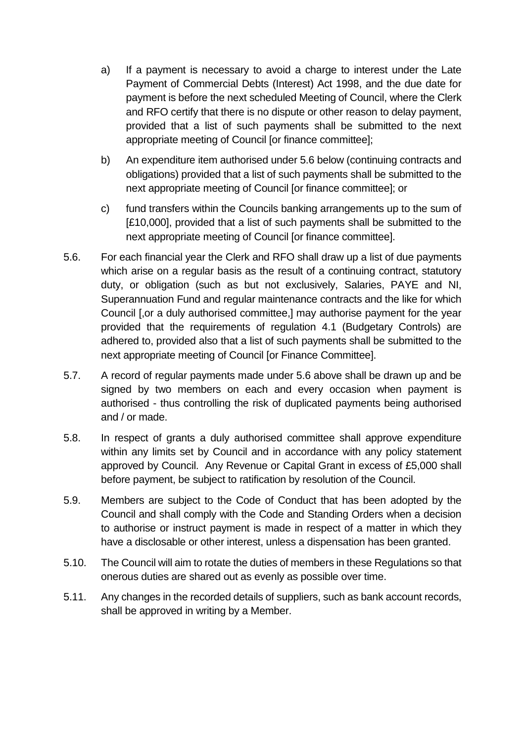a) If a payment is necessary to avoid a charge to interest under the Late Payment of Commercial Debts (Interest) Act 1998, and the due date for payment is before the next scheduled Meeting of Council, where the Clerk and RFO certify that there is no dispute or other reason to delay payment, provided that a list of such payments shall be submitted to the next appropriate meeting of Council [or finance committee];

b) An expenditure item authorised under 5.6 below (continuing contracts and obligations) provided that a list of such payments shall be submitted to the next appropriate meeting of Council [or finance committee]; or

c) fund transfers within the Councils banking arrangements up to the sum of [£10,000], provided that a list of such payments shall be submitted to the next appropriate meeting of Council [or finance committee].

5.6. For each financial year the Clerk and RFO shall draw up a list of due payments which arise on a regular basis as the result of a continuing contract, statutory duty, or obligation (such as but not exclusively, Salaries, PAYE and NI, Superannuation Fund and regular maintenance contracts and the like for which Council [,or a duly authorised committee,] may authorise payment for the year provided that the requirements of regulation 4.1 (Budgetary Controls) are adhered to, provided also that a list of such payments shall be submitted to the next appropriate meeting of Council [or Finance Committee].

5.7. A record of regular payments made under 5.6 above shall be drawn up and be signed by two members on each and every occasion when payment is authorised - thus controlling the risk of duplicated payments being authorised and / or made.

5.8. In respect of grants a duly authorised committee shall approve expenditure within any limits set by Council and in accordance with any policy statement approved by Council. Any Revenue or Capital Grant in excess of £5,000 shall before payment, be subject to ratification by resolution of the Council.

5.9. Members are subject to the Code of Conduct that has been adopted by the Council and shall comply with the Code and Standing Orders when a decision to authorise or instruct payment is made in respect of a matter in which they have a disclosable or other interest, unless a dispensation has been granted.

5.10. The Council will aim to rotate the duties of members in these Regulations so that onerous duties are shared out as evenly as possible over time.

5.11. Any changes in the recorded details of suppliers, such as bank account records, shall be approved in writing by a Member.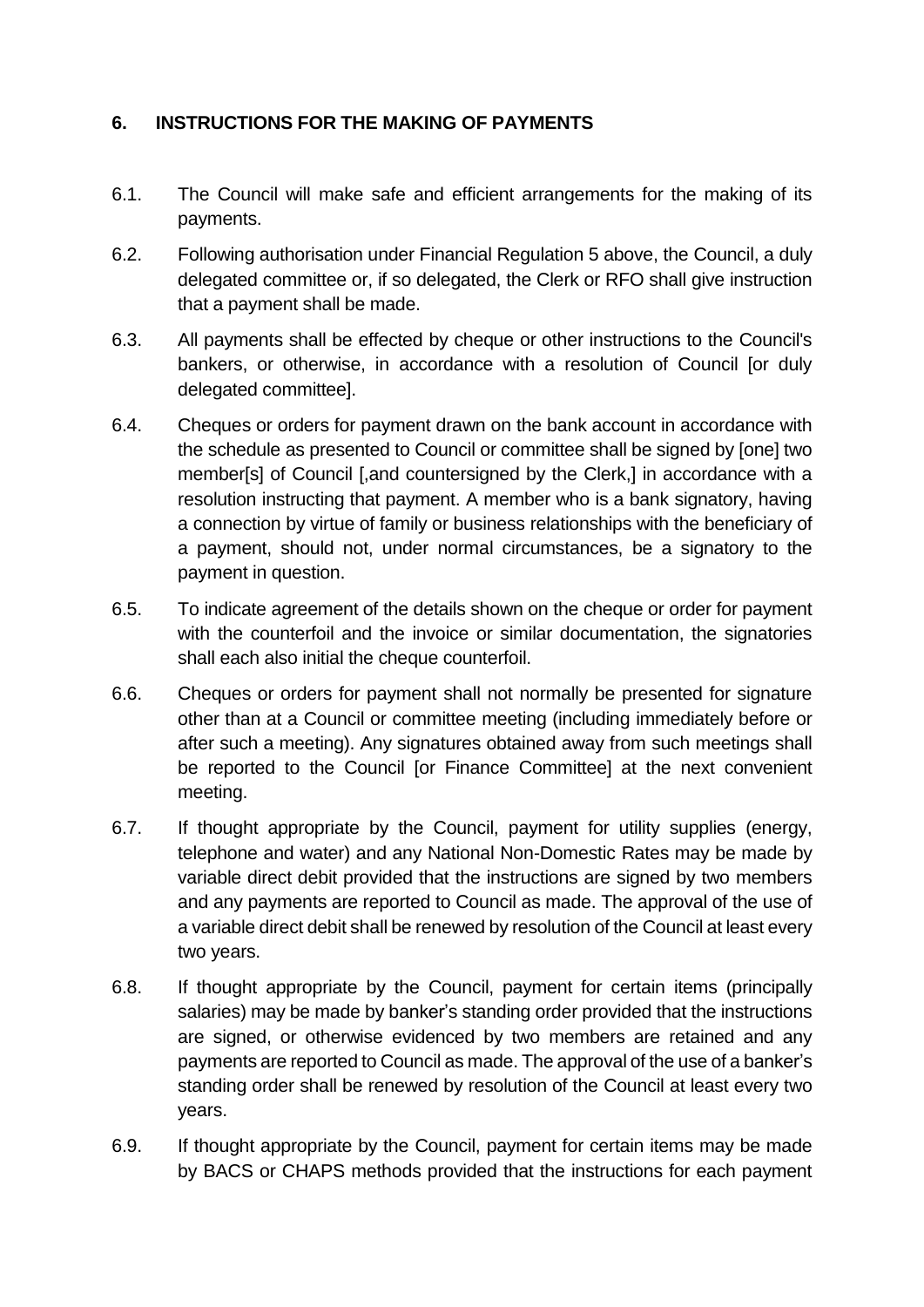## 6. INSTRUCTIONS FOR THE MAKING OF PAYMENTS

6.1. The Council will make safe and efficient arrangements for the making of its payments.

6.2. Following authorisation under Financial Regulation 5 above, the Council, a duly delegated committee or, if so delegated, the Clerk or RFO shall give instruction that a payment shall be made.

6.3. All payments shall be effected by cheque or other instructions to the Council's bankers, or otherwise, in accordance with a resolution of Council [or duly delegated committee].

6.4. Cheques or orders for payment drawn on the bank account in accordance with the schedule as presented to Council or committee shall be signed by [one] two member[s] of Council [,and countersigned by the Clerk,] in accordance with a resolution instructing that payment. A member who is a bank signatory, having a connection by virtue of family or business relationships with the beneficiary of a payment, should not, under normal circumstances, be a signatory to the payment in question.

6.5. To indicate agreement of the details shown on the cheque or order for payment with the counterfoil and the invoice or similar documentation, the signatories shall each also initial the cheque counterfoil.

6.6. Cheques or orders for payment shall not normally be presented for signature other than at a Council or committee meeting (including immediately before or after such a meeting). Any signatures obtained away from such meetings shall be reported to the Council [or Finance Committee] at the next convenient meeting.

6.7. If thought appropriate by the Council, payment for utility supplies (energy, telephone and water) and any National Non-Domestic Rates may be made by variable direct debit provided that the instructions are signed by two members and any payments are reported to Council as made. The approval of the use of a variable direct debit shall be renewed by resolution of the Council at least every two years.

6.8. If thought appropriate by the Council, payment for certain items (principally salaries) may be made by banker's standing order provided that the instructions are signed, or otherwise evidenced by two members are retained and any payments are reported to Council as made. The approval of the use of a banker's standing order shall be renewed by resolution of the Council at least every two years.

6.9. If thought appropriate by the Council, payment for certain items may be made by BACS or CHAPS methods provided that the instructions for each payment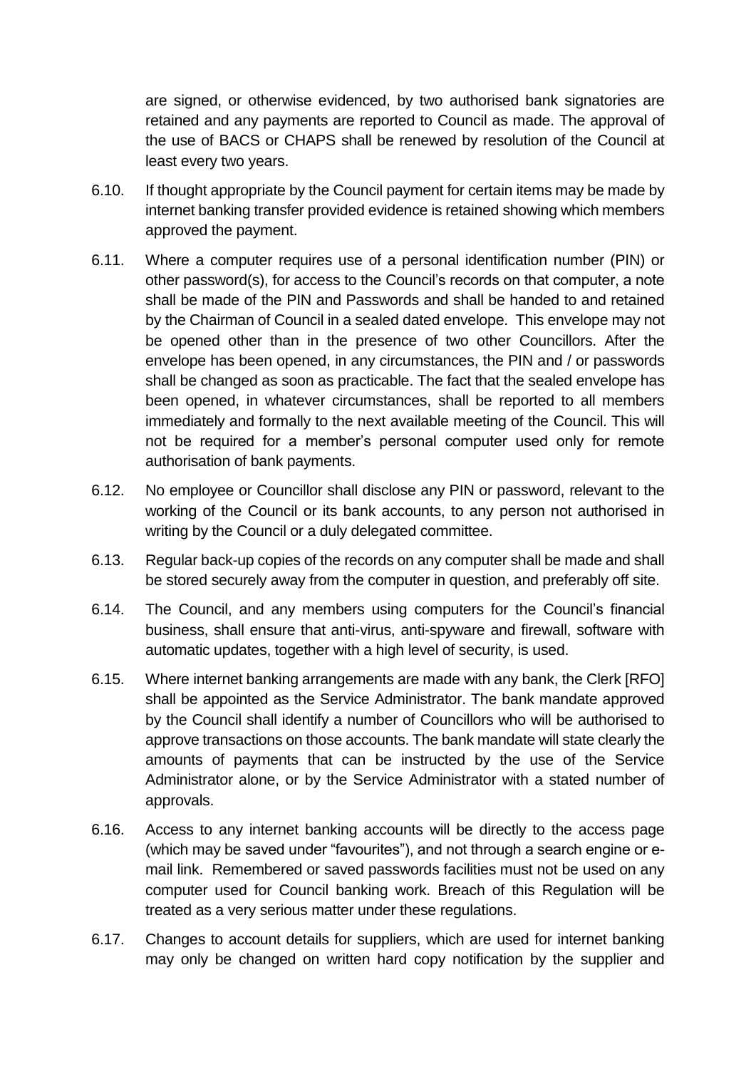are signed, or otherwise evidenced, by two authorised bank signatories are retained and any payments are reported to Council as made. The approval of the use of BACS or CHAPS shall be renewed by resolution of the Council at least every two years.

6.10. If thought appropriate by the Council payment for certain items may be made by internet banking transfer provided evidence is retained showing which members approved the payment.

6.11. Where a computer requires use of a personal identification number (PIN) or other password(s), for access to the Council's records on that computer, a note shall be made of the PIN and Passwords and shall be handed to and retained by the Chairman of Council in a sealed dated envelope. This envelope may not be opened other than in the presence of two other Councillors. After the envelope has been opened, in any circumstances, the PIN and / or passwords shall be changed as soon as practicable. The fact that the sealed envelope has been opened, in whatever circumstances, shall be reported to all members immediately and formally to the next available meeting of the Council. This will not be required for a member's personal computer used only for remote authorisation of bank payments.

6.12. No employee or Councillor shall disclose any PIN or password, relevant to the working of the Council or its bank accounts, to any person not authorised in writing by the Council or a duly delegated committee.

6.13. Regular back-up copies of the records on any computer shall be made and shall be stored securely away from the computer in question, and preferably off site.

6.14. The Council, and any members using computers for the Council's financial business, shall ensure that anti-virus, anti-spyware and firewall, software with automatic updates, together with a high level of security, is used.

6.15. Where internet banking arrangements are made with any bank, the Clerk [RFO] shall be appointed as the Service Administrator. The bank mandate approved by the Council shall identify a number of Councillors who will be authorised to approve transactions on those accounts. The bank mandate will state clearly the amounts of payments that can be instructed by the use of the Service Administrator alone, or by the Service Administrator with a stated number of approvals.

6.16. Access to any internet banking accounts will be directly to the access page (which may be saved under "favourites"), and not through a search engine or e-mail link. Remembered or saved passwords facilities must not be used on any computer used for Council banking work. Breach of this Regulation will be treated as a very serious matter under these regulations.

6.17. Changes to account details for suppliers, which are used for internet banking may only be changed on written hard copy notification by the supplier and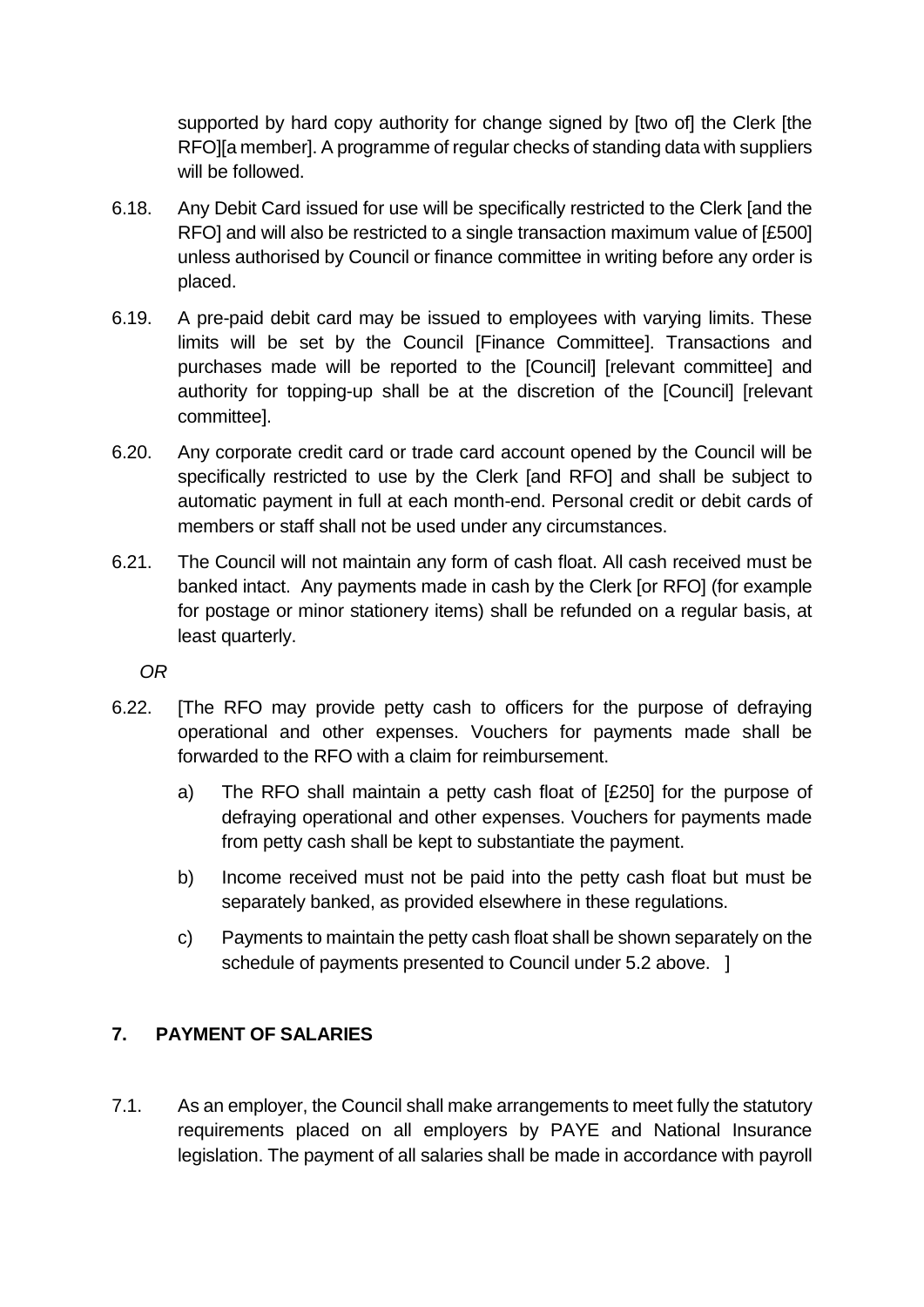supported by hard copy authority for change signed by [two of] the Clerk [the RFO][a member]. A programme of regular checks of standing data with suppliers will be followed.

6.18. Any Debit Card issued for use will be specifically restricted to the Clerk [and the RFO] and will also be restricted to a single transaction maximum value of [£500] unless authorised by Council or finance committee in writing before any order is placed.

6.19. A pre-paid debit card may be issued to employees with varying limits. These limits will be set by the Council [Finance Committee]. Transactions and purchases made will be reported to the [Council] [relevant committee] and authority for topping-up shall be at the discretion of the [Council] [relevant committee].

6.20. Any corporate credit card or trade card account opened by the Council will be specifically restricted to use by the Clerk [and RFO] and shall be subject to automatic payment in full at each month-end. Personal credit or debit cards of members or staff shall not be used under any circumstances.

6.21. The Council will not maintain any form of cash float. All cash received must be banked intact. Any payments made in cash by the Clerk [or RFO] (for example for postage or minor stationery items) shall be refunded on a regular basis, at least quarterly.

*OR*

6.22. [The RFO may provide petty cash to officers for the purpose of defraying operational and other expenses. Vouchers for payments made shall be forwarded to the RFO with a claim for reimbursement.

a) The RFO shall maintain a petty cash float of [£250] for the purpose of defraying operational and other expenses. Vouchers for payments made from petty cash shall be kept to substantiate the payment.

b) Income received must not be paid into the petty cash float but must be separately banked, as provided elsewhere in these regulations.

c) Payments to maintain the petty cash float shall be shown separately on the schedule of payments presented to Council under 5.2 above. ]

## 7. PAYMENT OF SALARIES

7.1. As an employer, the Council shall make arrangements to meet fully the statutory requirements placed on all employers by PAYE and National Insurance legislation. The payment of all salaries shall be made in accordance with payroll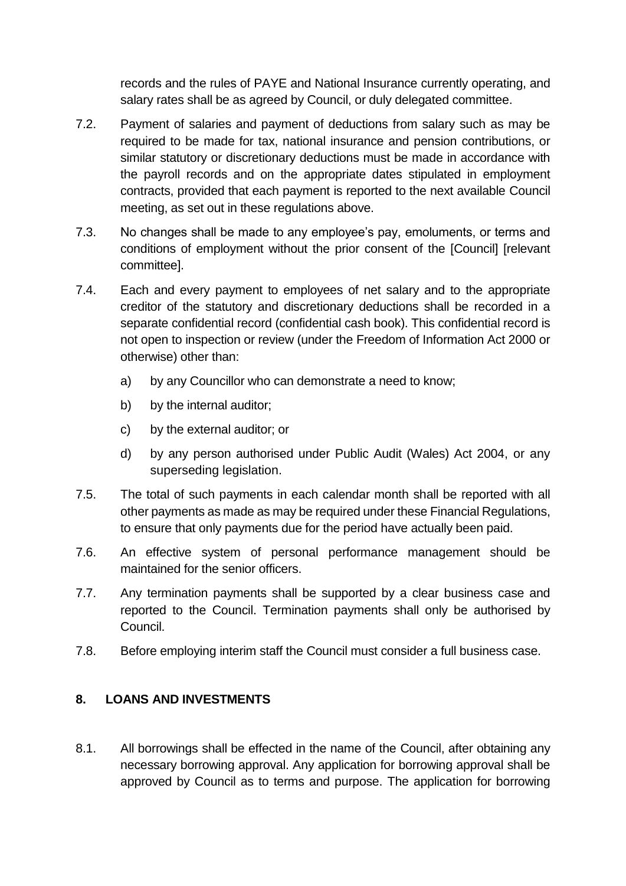records and the rules of PAYE and National Insurance currently operating, and salary rates shall be as agreed by Council, or duly delegated committee.

7.2. Payment of salaries and payment of deductions from salary such as may be required to be made for tax, national insurance and pension contributions, or similar statutory or discretionary deductions must be made in accordance with the payroll records and on the appropriate dates stipulated in employment contracts, provided that each payment is reported to the next available Council meeting, as set out in these regulations above.

7.3. No changes shall be made to any employee's pay, emoluments, or terms and conditions of employment without the prior consent of the [Council] [relevant committee].

7.4. Each and every payment to employees of net salary and to the appropriate creditor of the statutory and discretionary deductions shall be recorded in a separate confidential record (confidential cash book). This confidential record is not open to inspection or review (under the Freedom of Information Act 2000 or otherwise) other than:

   a) by any Councillor who can demonstrate a need to know;

   b) by the internal auditor;

   c) by the external auditor; or

   d) by any person authorised under Public Audit (Wales) Act 2004, or any superseding legislation.

7.5. The total of such payments in each calendar month shall be reported with all other payments as made as may be required under these Financial Regulations, to ensure that only payments due for the period have actually been paid.

7.6. An effective system of personal performance management should be maintained for the senior officers.

7.7. Any termination payments shall be supported by a clear business case and reported to the Council. Termination payments shall only be authorised by Council.

7.8. Before employing interim staff the Council must consider a full business case.

## 8. LOANS AND INVESTMENTS

8.1. All borrowings shall be effected in the name of the Council, after obtaining any necessary borrowing approval. Any application for borrowing approval shall be approved by Council as to terms and purpose. The application for borrowing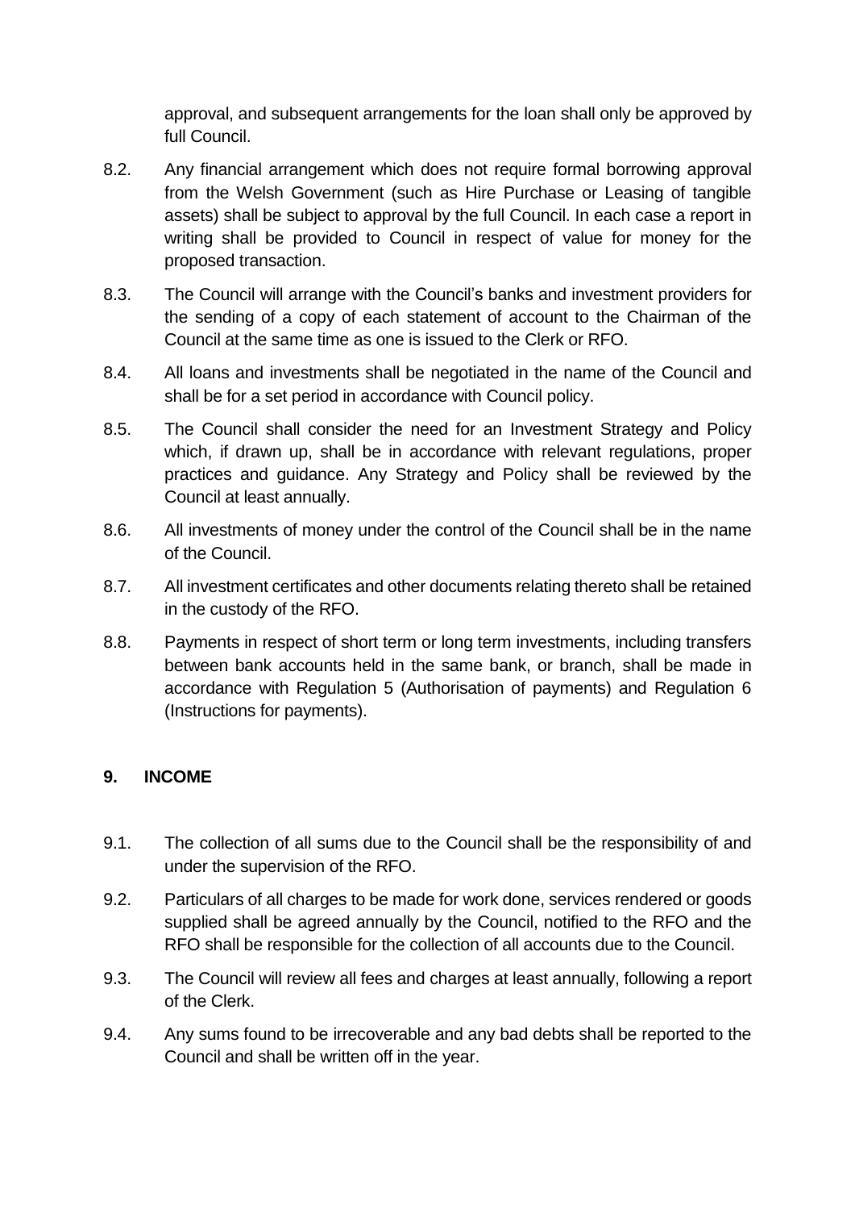approval, and subsequent arrangements for the loan shall only be approved by full Council.

8.2. Any financial arrangement which does not require formal borrowing approval from the Welsh Government (such as Hire Purchase or Leasing of tangible assets) shall be subject to approval by the full Council. In each case a report in writing shall be provided to Council in respect of value for money for the proposed transaction.

8.3. The Council will arrange with the Council's banks and investment providers for the sending of a copy of each statement of account to the Chairman of the Council at the same time as one is issued to the Clerk or RFO.

8.4. All loans and investments shall be negotiated in the name of the Council and shall be for a set period in accordance with Council policy.

8.5. The Council shall consider the need for an Investment Strategy and Policy which, if drawn up, shall be in accordance with relevant regulations, proper practices and guidance. Any Strategy and Policy shall be reviewed by the Council at least annually.

8.6. All investments of money under the control of the Council shall be in the name of the Council.

8.7. All investment certificates and other documents relating thereto shall be retained in the custody of the RFO.

8.8. Payments in respect of short term or long term investments, including transfers between bank accounts held in the same bank, or branch, shall be made in accordance with Regulation 5 (Authorisation of payments) and Regulation 6 (Instructions for payments).

## 9. INCOME

9.1. The collection of all sums due to the Council shall be the responsibility of and under the supervision of the RFO.

9.2. Particulars of all charges to be made for work done, services rendered or goods supplied shall be agreed annually by the Council, notified to the RFO and the RFO shall be responsible for the collection of all accounts due to the Council.

9.3. The Council will review all fees and charges at least annually, following a report of the Clerk.

9.4. Any sums found to be irrecoverable and any bad debts shall be reported to the Council and shall be written off in the year.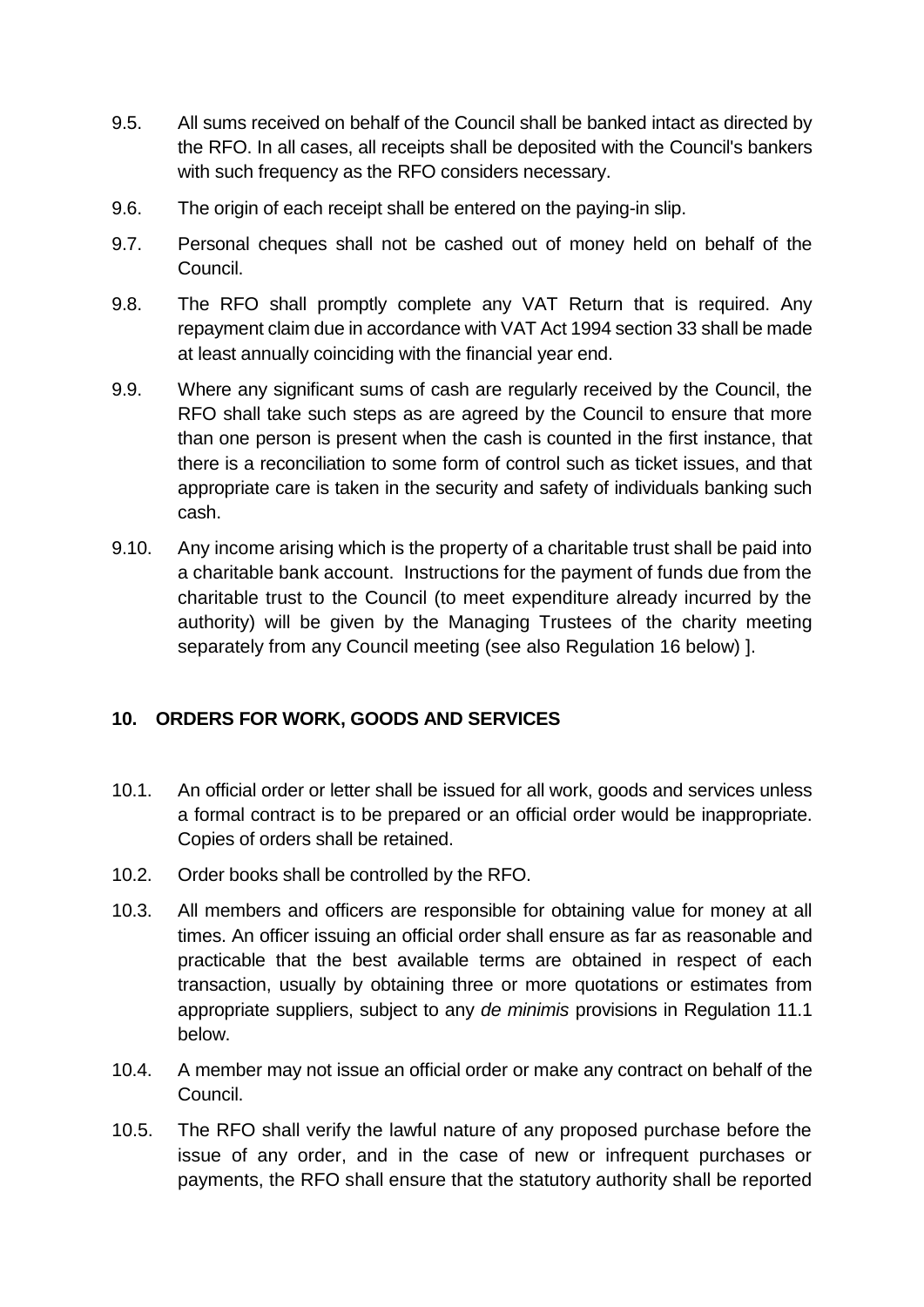9.5. All sums received on behalf of the Council shall be banked intact as directed by the RFO. In all cases, all receipts shall be deposited with the Council's bankers with such frequency as the RFO considers necessary.

9.6. The origin of each receipt shall be entered on the paying-in slip.

9.7. Personal cheques shall not be cashed out of money held on behalf of the Council.

9.8. The RFO shall promptly complete any VAT Return that is required. Any repayment claim due in accordance with VAT Act 1994 section 33 shall be made at least annually coinciding with the financial year end.

9.9. Where any significant sums of cash are regularly received by the Council, the RFO shall take such steps as are agreed by the Council to ensure that more than one person is present when the cash is counted in the first instance, that there is a reconciliation to some form of control such as ticket issues, and that appropriate care is taken in the security and safety of individuals banking such cash.

9.10. Any income arising which is the property of a charitable trust shall be paid into a charitable bank account. Instructions for the payment of funds due from the charitable trust to the Council (to meet expenditure already incurred by the authority) will be given by the Managing Trustees of the charity meeting separately from any Council meeting (see also Regulation 16 below) ].

## 10. ORDERS FOR WORK, GOODS AND SERVICES

10.1. An official order or letter shall be issued for all work, goods and services unless a formal contract is to be prepared or an official order would be inappropriate. Copies of orders shall be retained.

10.2. Order books shall be controlled by the RFO.

10.3. All members and officers are responsible for obtaining value for money at all times. An officer issuing an official order shall ensure as far as reasonable and practicable that the best available terms are obtained in respect of each transaction, usually by obtaining three or more quotations or estimates from appropriate suppliers, subject to any *de minimis* provisions in Regulation 11.1 below.

10.4. A member may not issue an official order or make any contract on behalf of the Council.

10.5. The RFO shall verify the lawful nature of any proposed purchase before the issue of any order, and in the case of new or infrequent purchases or payments, the RFO shall ensure that the statutory authority shall be reported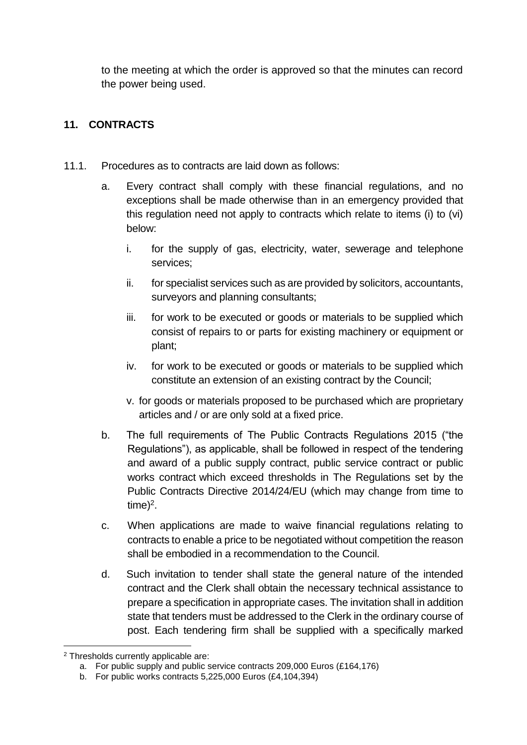to the meeting at which the order is approved so that the minutes can record the power being used.

## 11. CONTRACTS

11.1. Procedures as to contracts are laid down as follows:

a. Every contract shall comply with these financial regulations, and no exceptions shall be made otherwise than in an emergency provided that this regulation need not apply to contracts which relate to items (i) to (vi) below:

   i. for the supply of gas, electricity, water, sewerage and telephone services;

   ii. for specialist services such as are provided by solicitors, accountants, surveyors and planning consultants;

   iii. for work to be executed or goods or materials to be supplied which consist of repairs to or parts for existing machinery or equipment or plant;

   iv. for work to be executed or goods or materials to be supplied which constitute an extension of an existing contract by the Council;

   v. for goods or materials proposed to be purchased which are proprietary articles and / or are only sold at a fixed price.

b. The full requirements of The Public Contracts Regulations 2015 ("the Regulations"), as applicable, shall be followed in respect of the tendering and award of a public supply contract, public service contract or public works contract which exceed thresholds in The Regulations set by the Public Contracts Directive 2014/24/EU (which may change from time to time)[2].

c. When applications are made to waive financial regulations relating to contracts to enable a price to be negotiated without competition the reason shall be embodied in a recommendation to the Council.

d. Such invitation to tender shall state the general nature of the intended contract and the Clerk shall obtain the necessary technical assistance to prepare a specification in appropriate cases. The invitation shall in addition state that tenders must be addressed to the Clerk in the ordinary course of post. Each tendering firm shall be supplied with a specifically marked

---

[2] Thresholds currently applicable are:

a. For public supply and public service contracts 209,000 Euros (£164,176)

b. For public works contracts 5,225,000 Euros (£4,104,394)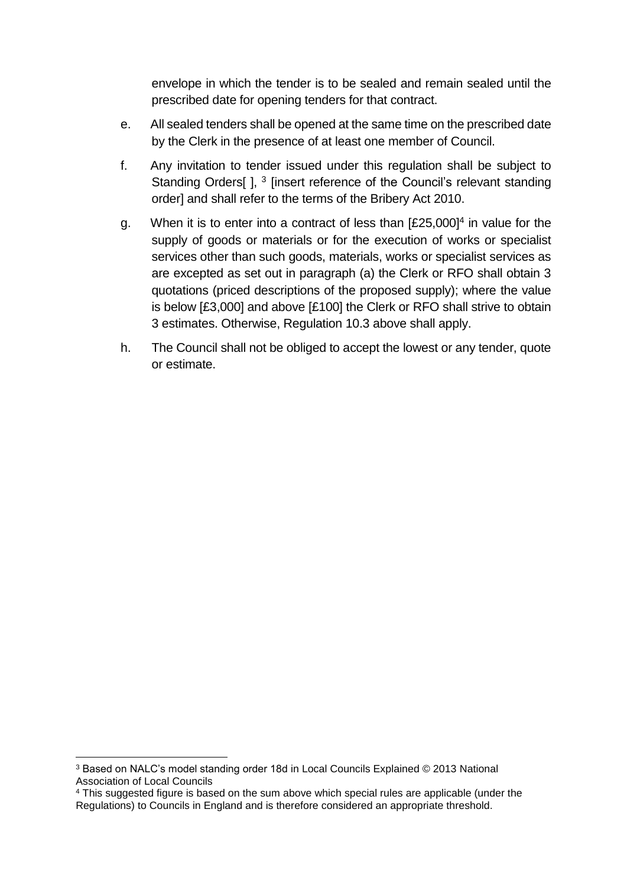envelope in which the tender is to be sealed and remain sealed until the prescribed date for opening tenders for that contract.

e. All sealed tenders shall be opened at the same time on the prescribed date by the Clerk in the presence of at least one member of Council.

f. Any invitation to tender issued under this regulation shall be subject to Standing Orders[ ], [3] [insert reference of the Council's relevant standing order] and shall refer to the terms of the Bribery Act 2010.

g. When it is to enter into a contract of less than [£25,000][4] in value for the supply of goods or materials or for the execution of works or specialist services other than such goods, materials, works or specialist services as are excepted as set out in paragraph (a) the Clerk or RFO shall obtain 3 quotations (priced descriptions of the proposed supply); where the value is below [£3,000] and above [£100] the Clerk or RFO shall strive to obtain 3 estimates. Otherwise, Regulation 10.3 above shall apply.

h. The Council shall not be obliged to accept the lowest or any tender, quote or estimate.

---

[3] Based on NALC's model standing order 18d in Local Councils Explained © 2013 National Association of Local Councils

[4] This suggested figure is based on the sum above which special rules are applicable (under the Regulations) to Councils in England and is therefore considered an appropriate threshold.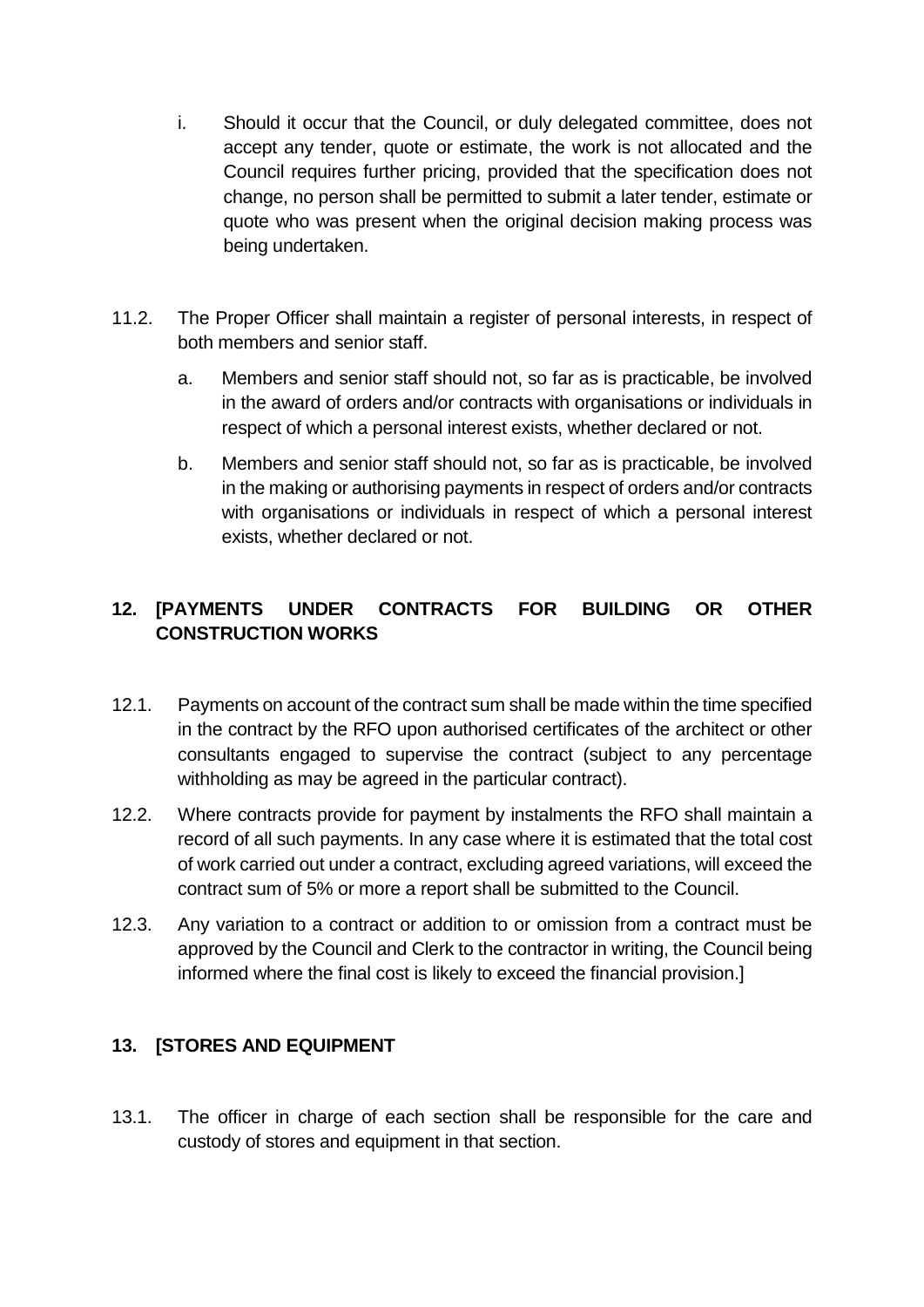i. Should it occur that the Council, or duly delegated committee, does not accept any tender, quote or estimate, the work is not allocated and the Council requires further pricing, provided that the specification does not change, no person shall be permitted to submit a later tender, estimate or quote who was present when the original decision making process was being undertaken.

11.2. The Proper Officer shall maintain a register of personal interests, in respect of both members and senior staff.

a. Members and senior staff should not, so far as is practicable, be involved in the award of orders and/or contracts with organisations or individuals in respect of which a personal interest exists, whether declared or not.

b. Members and senior staff should not, so far as is practicable, be involved in the making or authorising payments in respect of orders and/or contracts with organisations or individuals in respect of which a personal interest exists, whether declared or not.

## 12. [PAYMENTS UNDER CONTRACTS FOR BUILDING OR OTHER CONSTRUCTION WORKS

12.1. Payments on account of the contract sum shall be made within the time specified in the contract by the RFO upon authorised certificates of the architect or other consultants engaged to supervise the contract (subject to any percentage withholding as may be agreed in the particular contract).

12.2. Where contracts provide for payment by instalments the RFO shall maintain a record of all such payments. In any case where it is estimated that the total cost of work carried out under a contract, excluding agreed variations, will exceed the contract sum of 5% or more a report shall be submitted to the Council.

12.3. Any variation to a contract or addition to or omission from a contract must be approved by the Council and Clerk to the contractor in writing, the Council being informed where the final cost is likely to exceed the financial provision.]

## 13. [STORES AND EQUIPMENT

13.1. The officer in charge of each section shall be responsible for the care and custody of stores and equipment in that section.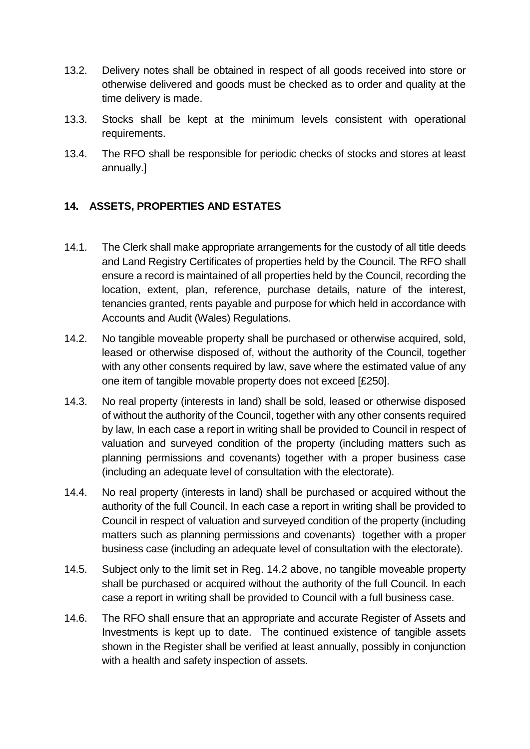13.2. Delivery notes shall be obtained in respect of all goods received into store or otherwise delivered and goods must be checked as to order and quality at the time delivery is made.

13.3. Stocks shall be kept at the minimum levels consistent with operational requirements.

13.4. The RFO shall be responsible for periodic checks of stocks and stores at least annually.]

## 14. ASSETS, PROPERTIES AND ESTATES

14.1. The Clerk shall make appropriate arrangements for the custody of all title deeds and Land Registry Certificates of properties held by the Council. The RFO shall ensure a record is maintained of all properties held by the Council, recording the location, extent, plan, reference, purchase details, nature of the interest, tenancies granted, rents payable and purpose for which held in accordance with Accounts and Audit (Wales) Regulations.

14.2. No tangible moveable property shall be purchased or otherwise acquired, sold, leased or otherwise disposed of, without the authority of the Council, together with any other consents required by law, save where the estimated value of any one item of tangible movable property does not exceed [£250].

14.3. No real property (interests in land) shall be sold, leased or otherwise disposed of without the authority of the Council, together with any other consents required by law, In each case a report in writing shall be provided to Council in respect of valuation and surveyed condition of the property (including matters such as planning permissions and covenants) together with a proper business case (including an adequate level of consultation with the electorate).

14.4. No real property (interests in land) shall be purchased or acquired without the authority of the full Council. In each case a report in writing shall be provided to Council in respect of valuation and surveyed condition of the property (including matters such as planning permissions and covenants) together with a proper business case (including an adequate level of consultation with the electorate).

14.5. Subject only to the limit set in Reg. 14.2 above, no tangible moveable property shall be purchased or acquired without the authority of the full Council. In each case a report in writing shall be provided to Council with a full business case.

14.6. The RFO shall ensure that an appropriate and accurate Register of Assets and Investments is kept up to date. The continued existence of tangible assets shown in the Register shall be verified at least annually, possibly in conjunction with a health and safety inspection of assets.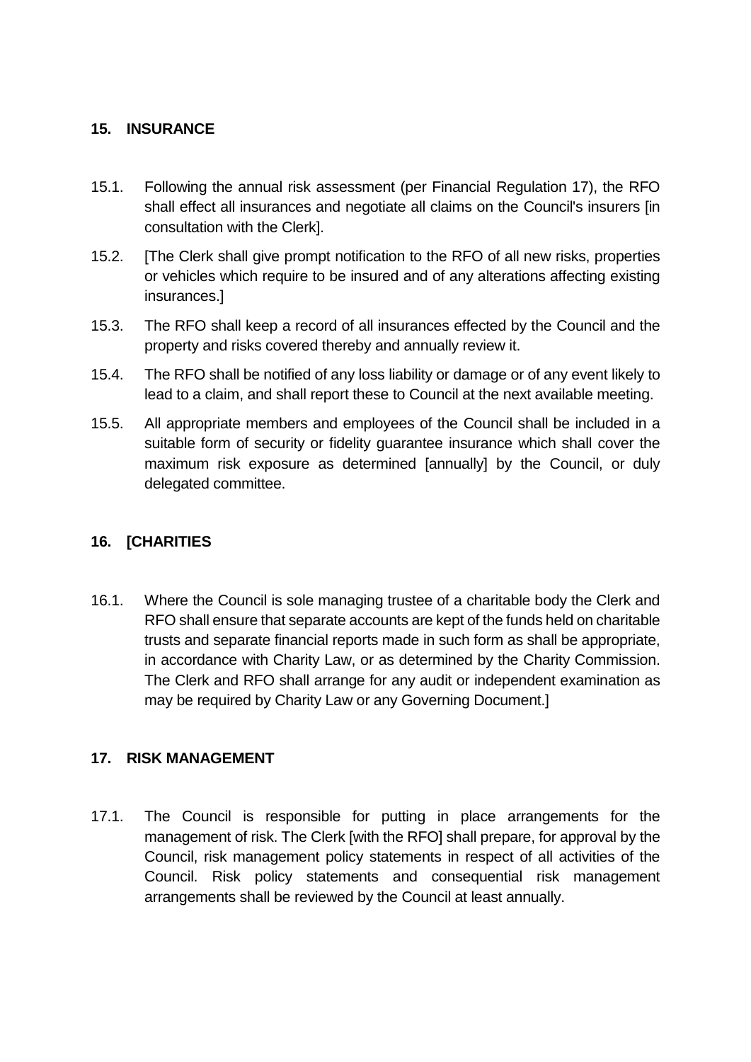## 15. INSURANCE

15.1. Following the annual risk assessment (per Financial Regulation 17), the RFO shall effect all insurances and negotiate all claims on the Council's insurers [in consultation with the Clerk].

15.2. [The Clerk shall give prompt notification to the RFO of all new risks, properties or vehicles which require to be insured and of any alterations affecting existing insurances.]

15.3. The RFO shall keep a record of all insurances effected by the Council and the property and risks covered thereby and annually review it.

15.4. The RFO shall be notified of any loss liability or damage or of any event likely to lead to a claim, and shall report these to Council at the next available meeting.

15.5. All appropriate members and employees of the Council shall be included in a suitable form of security or fidelity guarantee insurance which shall cover the maximum risk exposure as determined [annually] by the Council, or duly delegated committee.

## 16. [CHARITIES

16.1. Where the Council is sole managing trustee of a charitable body the Clerk and RFO shall ensure that separate accounts are kept of the funds held on charitable trusts and separate financial reports made in such form as shall be appropriate, in accordance with Charity Law, or as determined by the Charity Commission. The Clerk and RFO shall arrange for any audit or independent examination as may be required by Charity Law or any Governing Document.]

## 17. RISK MANAGEMENT

17.1. The Council is responsible for putting in place arrangements for the management of risk. The Clerk [with the RFO] shall prepare, for approval by the Council, risk management policy statements in respect of all activities of the Council. Risk policy statements and consequential risk management arrangements shall be reviewed by the Council at least annually.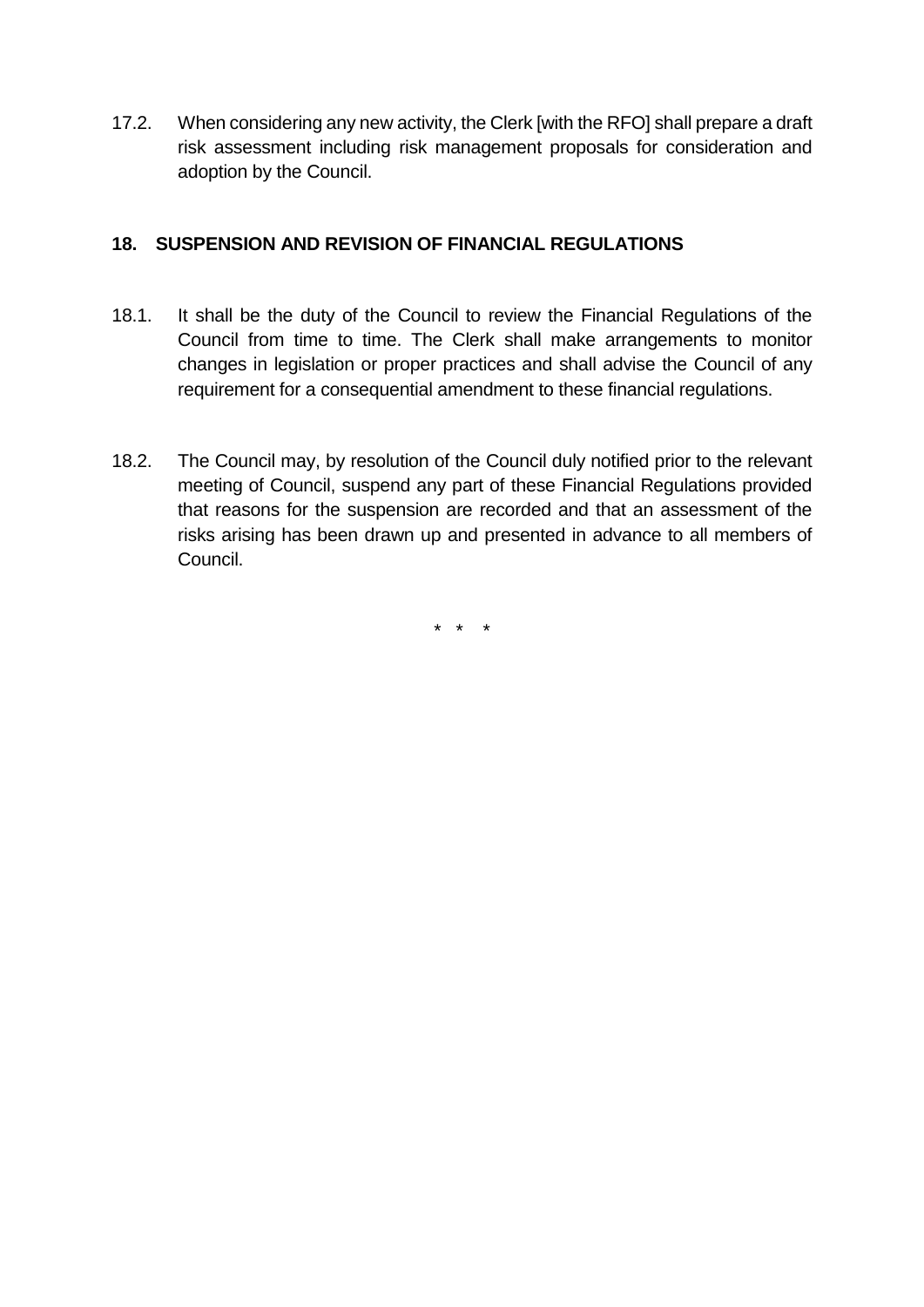17.2. When considering any new activity, the Clerk [with the RFO] shall prepare a draft risk assessment including risk management proposals for consideration and adoption by the Council.

## 18. SUSPENSION AND REVISION OF FINANCIAL REGULATIONS

18.1. It shall be the duty of the Council to review the Financial Regulations of the Council from time to time. The Clerk shall make arrangements to monitor changes in legislation or proper practices and shall advise the Council of any requirement for a consequential amendment to these financial regulations.

18.2. The Council may, by resolution of the Council duly notified prior to the relevant meeting of Council, suspend any part of these Financial Regulations provided that reasons for the suspension are recorded and that an assessment of the risks arising has been drawn up and presented in advance to all members of Council.

\* \* \*